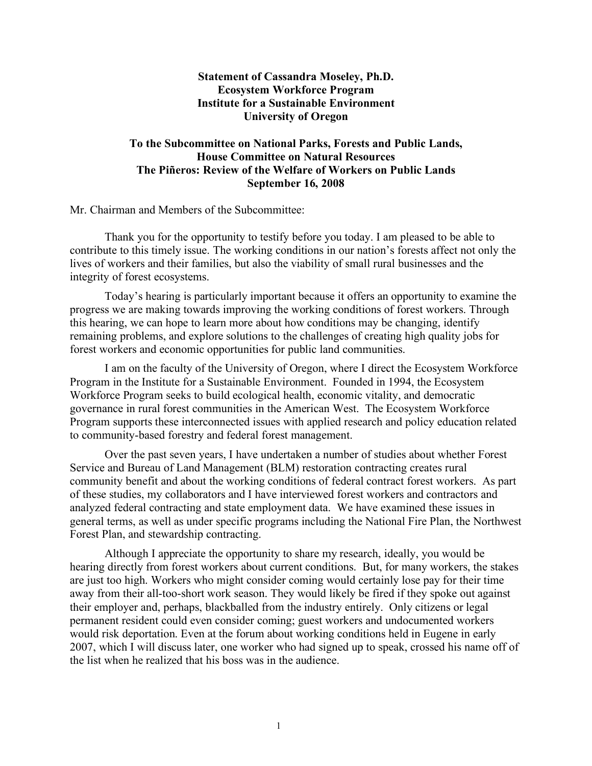**Statement of Cassandra Moseley, Ph.D.**
**Ecosystem Workforce Program**
**Institute for a Sustainable Environment**
**University of Oregon**

**To the Subcommittee on National Parks, Forests and Public Lands,**
**House Committee on Natural Resources**
**The Piñeros: Review of the Welfare of Workers on Public Lands**
**September 16, 2008**

Mr. Chairman and Members of the Subcommittee:

Thank you for the opportunity to testify before you today. I am pleased to be able to contribute to this timely issue. The working conditions in our nation's forests affect not only the lives of workers and their families, but also the viability of small rural businesses and the integrity of forest ecosystems.

Today's hearing is particularly important because it offers an opportunity to examine the progress we are making towards improving the working conditions of forest workers. Through this hearing, we can hope to learn more about how conditions may be changing, identify remaining problems, and explore solutions to the challenges of creating high quality jobs for forest workers and economic opportunities for public land communities.

I am on the faculty of the University of Oregon, where I direct the Ecosystem Workforce Program in the Institute for a Sustainable Environment. Founded in 1994, the Ecosystem Workforce Program seeks to build ecological health, economic vitality, and democratic governance in rural forest communities in the American West. The Ecosystem Workforce Program supports these interconnected issues with applied research and policy education related to community-based forestry and federal forest management.

Over the past seven years, I have undertaken a number of studies about whether Forest Service and Bureau of Land Management (BLM) restoration contracting creates rural community benefit and about the working conditions of federal contract forest workers. As part of these studies, my collaborators and I have interviewed forest workers and contractors and analyzed federal contracting and state employment data. We have examined these issues in general terms, as well as under specific programs including the National Fire Plan, the Northwest Forest Plan, and stewardship contracting.

Although I appreciate the opportunity to share my research, ideally, you would be hearing directly from forest workers about current conditions. But, for many workers, the stakes are just too high. Workers who might consider coming would certainly lose pay for their time away from their all-too-short work season. They would likely be fired if they spoke out against their employer and, perhaps, blackballed from the industry entirely. Only citizens or legal permanent resident could even consider coming; guest workers and undocumented workers would risk deportation. Even at the forum about working conditions held in Eugene in early 2007, which I will discuss later, one worker who had signed up to speak, crossed his name off of the list when he realized that his boss was in the audience.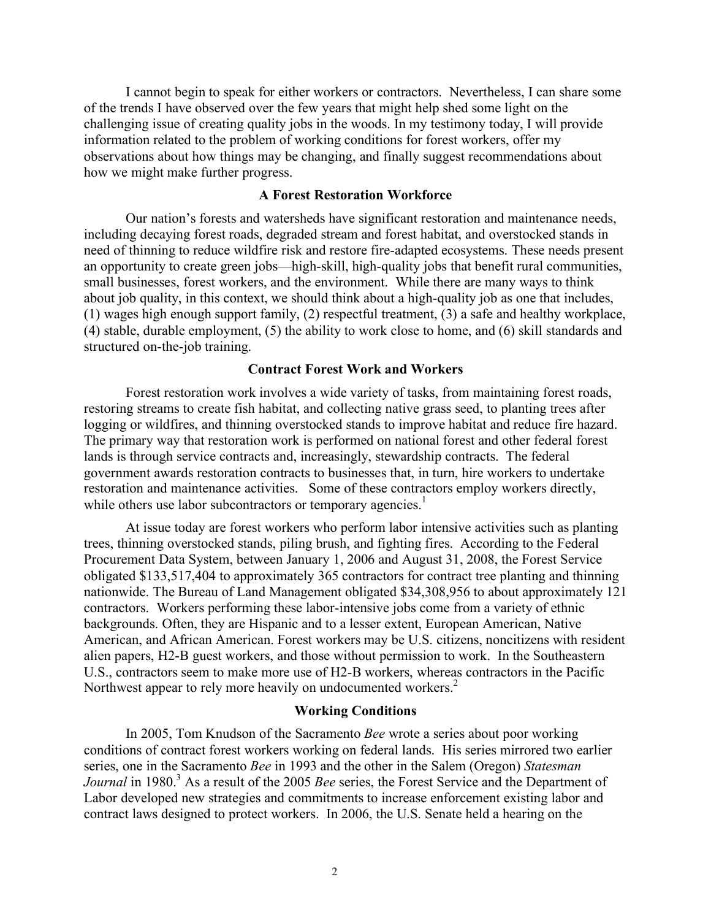I cannot begin to speak for either workers or contractors. Nevertheless, I can share some of the trends I have observed over the few years that might help shed some light on the challenging issue of creating quality jobs in the woods. In my testimony today, I will provide information related to the problem of working conditions for forest workers, offer my observations about how things may be changing, and finally suggest recommendations about how we might make further progress.

## A Forest Restoration Workforce

Our nation's forests and watersheds have significant restoration and maintenance needs, including decaying forest roads, degraded stream and forest habitat, and overstocked stands in need of thinning to reduce wildfire risk and restore fire-adapted ecosystems. These needs present an opportunity to create green jobs—high-skill, high-quality jobs that benefit rural communities, small businesses, forest workers, and the environment. While there are many ways to think about job quality, in this context, we should think about a high-quality job as one that includes, (1) wages high enough support family, (2) respectful treatment, (3) a safe and healthy workplace, (4) stable, durable employment, (5) the ability to work close to home, and (6) skill standards and structured on-the-job training.

## Contract Forest Work and Workers

Forest restoration work involves a wide variety of tasks, from maintaining forest roads, restoring streams to create fish habitat, and collecting native grass seed, to planting trees after logging or wildfires, and thinning overstocked stands to improve habitat and reduce fire hazard. The primary way that restoration work is performed on national forest and other federal forest lands is through service contracts and, increasingly, stewardship contracts. The federal government awards restoration contracts to businesses that, in turn, hire workers to undertake restoration and maintenance activities. Some of these contractors employ workers directly, while others use labor subcontractors or temporary agencies.[1]

At issue today are forest workers who perform labor intensive activities such as planting trees, thinning overstocked stands, piling brush, and fighting fires. According to the Federal Procurement Data System, between January 1, 2006 and August 31, 2008, the Forest Service obligated $133,517,404 to approximately 365 contractors for contract tree planting and thinning nationwide. The Bureau of Land Management obligated $34,308,956 to about approximately 121 contractors. Workers performing these labor-intensive jobs come from a variety of ethnic backgrounds. Often, they are Hispanic and to a lesser extent, European American, Native American, and African American. Forest workers may be U.S. citizens, noncitizens with resident alien papers, H2-B guest workers, and those without permission to work. In the Southeastern U.S., contractors seem to make more use of H2-B workers, whereas contractors in the Pacific Northwest appear to rely more heavily on undocumented workers.[2]

## Working Conditions

In 2005, Tom Knudson of the Sacramento *Bee* wrote a series about poor working conditions of contract forest workers working on federal lands. His series mirrored two earlier series, one in the Sacramento *Bee* in 1993 and the other in the Salem (Oregon) *Statesman Journal* in 1980.[3] As a result of the 2005 *Bee* series, the Forest Service and the Department of Labor developed new strategies and commitments to increase enforcement existing labor and contract laws designed to protect workers. In 2006, the U.S. Senate held a hearing on the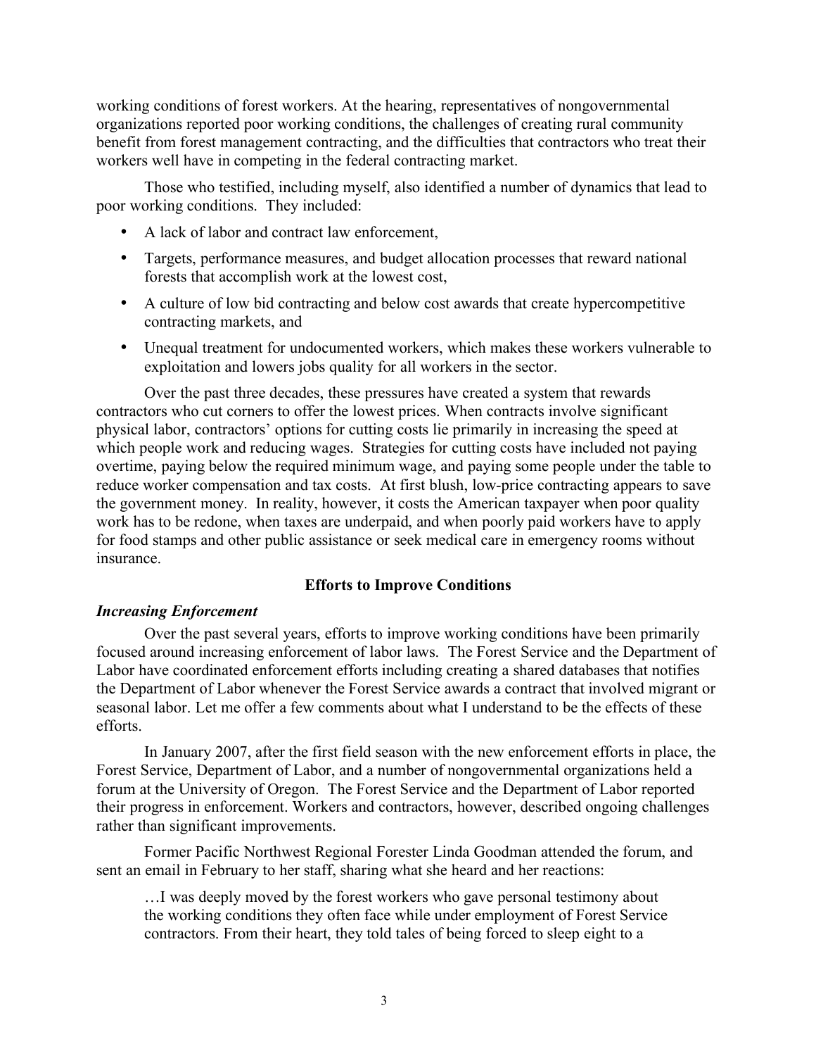working conditions of forest workers. At the hearing, representatives of nongovernmental organizations reported poor working conditions, the challenges of creating rural community benefit from forest management contracting, and the difficulties that contractors who treat their workers well have in competing in the federal contracting market.

Those who testified, including myself, also identified a number of dynamics that lead to poor working conditions. They included:

- A lack of labor and contract law enforcement,
- Targets, performance measures, and budget allocation processes that reward national forests that accomplish work at the lowest cost,
- A culture of low bid contracting and below cost awards that create hypercompetitive contracting markets, and
- Unequal treatment for undocumented workers, which makes these workers vulnerable to exploitation and lowers jobs quality for all workers in the sector.

Over the past three decades, these pressures have created a system that rewards contractors who cut corners to offer the lowest prices. When contracts involve significant physical labor, contractors' options for cutting costs lie primarily in increasing the speed at which people work and reducing wages. Strategies for cutting costs have included not paying overtime, paying below the required minimum wage, and paying some people under the table to reduce worker compensation and tax costs. At first blush, low-price contracting appears to save the government money. In reality, however, it costs the American taxpayer when poor quality work has to be redone, when taxes are underpaid, and when poorly paid workers have to apply for food stamps and other public assistance or seek medical care in emergency rooms without insurance.

## Efforts to Improve Conditions

### *Increasing Enforcement*

Over the past several years, efforts to improve working conditions have been primarily focused around increasing enforcement of labor laws. The Forest Service and the Department of Labor have coordinated enforcement efforts including creating a shared databases that notifies the Department of Labor whenever the Forest Service awards a contract that involved migrant or seasonal labor. Let me offer a few comments about what I understand to be the effects of these efforts.

In January 2007, after the first field season with the new enforcement efforts in place, the Forest Service, Department of Labor, and a number of nongovernmental organizations held a forum at the University of Oregon. The Forest Service and the Department of Labor reported their progress in enforcement. Workers and contractors, however, described ongoing challenges rather than significant improvements.

Former Pacific Northwest Regional Forester Linda Goodman attended the forum, and sent an email in February to her staff, sharing what she heard and her reactions:

> …I was deeply moved by the forest workers who gave personal testimony about the working conditions they often face while under employment of Forest Service contractors. From their heart, they told tales of being forced to sleep eight to a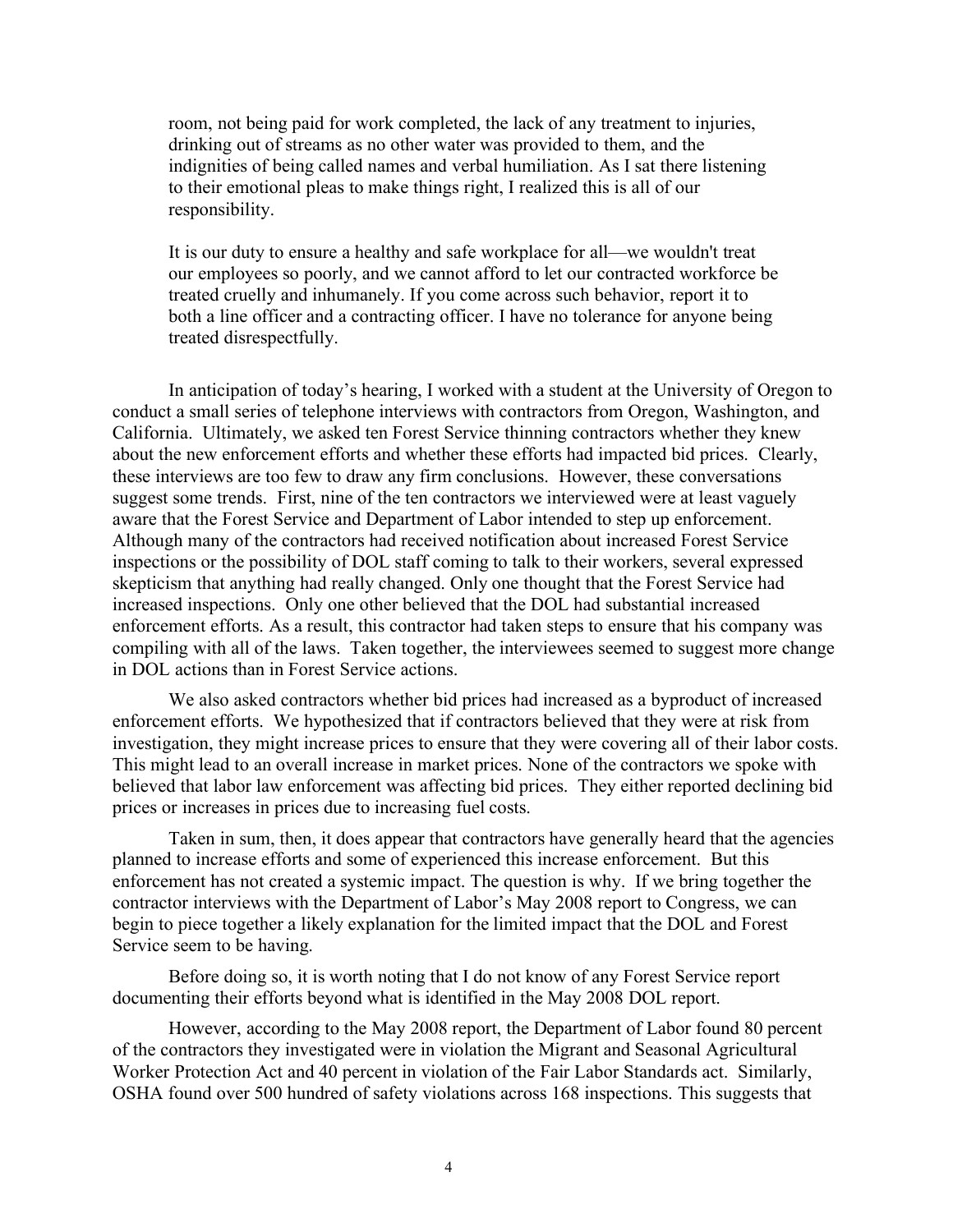> room, not being paid for work completed, the lack of any treatment to injuries, drinking out of streams as no other water was provided to them, and the indignities of being called names and verbal humiliation. As I sat there listening to their emotional pleas to make things right, I realized this is all of our responsibility.
>
> It is our duty to ensure a healthy and safe workplace for all—we wouldn't treat our employees so poorly, and we cannot afford to let our contracted workforce be treated cruelly and inhumanely. If you come across such behavior, report it to both a line officer and a contracting officer. I have no tolerance for anyone being treated disrespectfully.

In anticipation of today's hearing, I worked with a student at the University of Oregon to conduct a small series of telephone interviews with contractors from Oregon, Washington, and California. Ultimately, we asked ten Forest Service thinning contractors whether they knew about the new enforcement efforts and whether these efforts had impacted bid prices. Clearly, these interviews are too few to draw any firm conclusions. However, these conversations suggest some trends. First, nine of the ten contractors we interviewed were at least vaguely aware that the Forest Service and Department of Labor intended to step up enforcement. Although many of the contractors had received notification about increased Forest Service inspections or the possibility of DOL staff coming to talk to their workers, several expressed skepticism that anything had really changed. Only one thought that the Forest Service had increased inspections. Only one other believed that the DOL had substantial increased enforcement efforts. As a result, this contractor had taken steps to ensure that his company was compiling with all of the laws. Taken together, the interviewees seemed to suggest more change in DOL actions than in Forest Service actions.

We also asked contractors whether bid prices had increased as a byproduct of increased enforcement efforts. We hypothesized that if contractors believed that they were at risk from investigation, they might increase prices to ensure that they were covering all of their labor costs. This might lead to an overall increase in market prices. None of the contractors we spoke with believed that labor law enforcement was affecting bid prices. They either reported declining bid prices or increases in prices due to increasing fuel costs.

Taken in sum, then, it does appear that contractors have generally heard that the agencies planned to increase efforts and some of experienced this increase enforcement. But this enforcement has not created a systemic impact. The question is why. If we bring together the contractor interviews with the Department of Labor's May 2008 report to Congress, we can begin to piece together a likely explanation for the limited impact that the DOL and Forest Service seem to be having.

Before doing so, it is worth noting that I do not know of any Forest Service report documenting their efforts beyond what is identified in the May 2008 DOL report.

However, according to the May 2008 report, the Department of Labor found 80 percent of the contractors they investigated were in violation the Migrant and Seasonal Agricultural Worker Protection Act and 40 percent in violation of the Fair Labor Standards act. Similarly, OSHA found over 500 hundred of safety violations across 168 inspections. This suggests that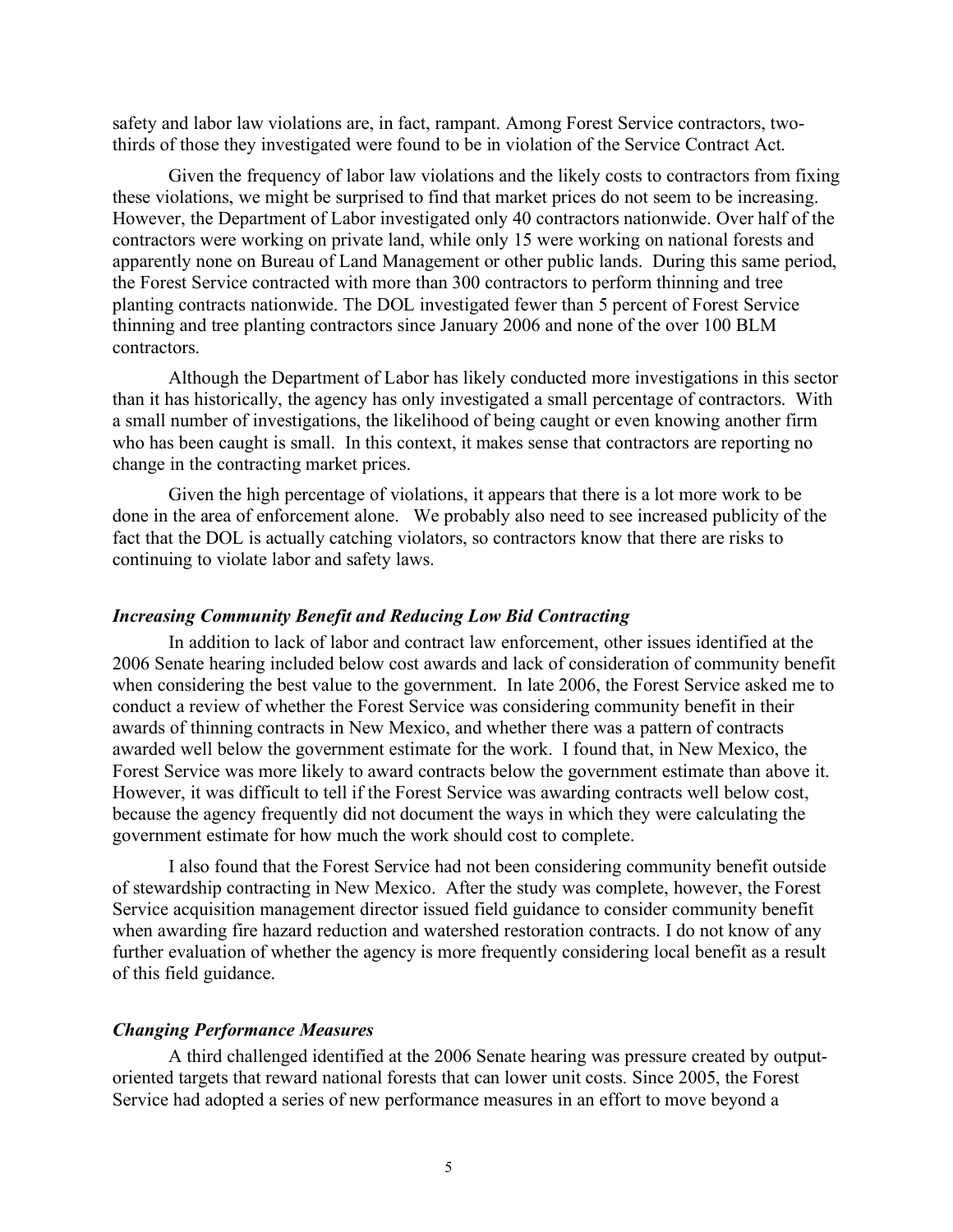safety and labor law violations are, in fact, rampant. Among Forest Service contractors, two-thirds of those they investigated were found to be in violation of the Service Contract Act.

Given the frequency of labor law violations and the likely costs to contractors from fixing these violations, we might be surprised to find that market prices do not seem to be increasing. However, the Department of Labor investigated only 40 contractors nationwide. Over half of the contractors were working on private land, while only 15 were working on national forests and apparently none on Bureau of Land Management or other public lands. During this same period, the Forest Service contracted with more than 300 contractors to perform thinning and tree planting contracts nationwide. The DOL investigated fewer than 5 percent of Forest Service thinning and tree planting contractors since January 2006 and none of the over 100 BLM contractors.

Although the Department of Labor has likely conducted more investigations in this sector than it has historically, the agency has only investigated a small percentage of contractors. With a small number of investigations, the likelihood of being caught or even knowing another firm who has been caught is small. In this context, it makes sense that contractors are reporting no change in the contracting market prices.

Given the high percentage of violations, it appears that there is a lot more work to be done in the area of enforcement alone. We probably also need to see increased publicity of the fact that the DOL is actually catching violators, so contractors know that there are risks to continuing to violate labor and safety laws.

### *Increasing Community Benefit and Reducing Low Bid Contracting*

In addition to lack of labor and contract law enforcement, other issues identified at the 2006 Senate hearing included below cost awards and lack of consideration of community benefit when considering the best value to the government. In late 2006, the Forest Service asked me to conduct a review of whether the Forest Service was considering community benefit in their awards of thinning contracts in New Mexico, and whether there was a pattern of contracts awarded well below the government estimate for the work. I found that, in New Mexico, the Forest Service was more likely to award contracts below the government estimate than above it. However, it was difficult to tell if the Forest Service was awarding contracts well below cost, because the agency frequently did not document the ways in which they were calculating the government estimate for how much the work should cost to complete.

I also found that the Forest Service had not been considering community benefit outside of stewardship contracting in New Mexico. After the study was complete, however, the Forest Service acquisition management director issued field guidance to consider community benefit when awarding fire hazard reduction and watershed restoration contracts. I do not know of any further evaluation of whether the agency is more frequently considering local benefit as a result of this field guidance.

### *Changing Performance Measures*

A third challenged identified at the 2006 Senate hearing was pressure created by output-oriented targets that reward national forests that can lower unit costs. Since 2005, the Forest Service had adopted a series of new performance measures in an effort to move beyond a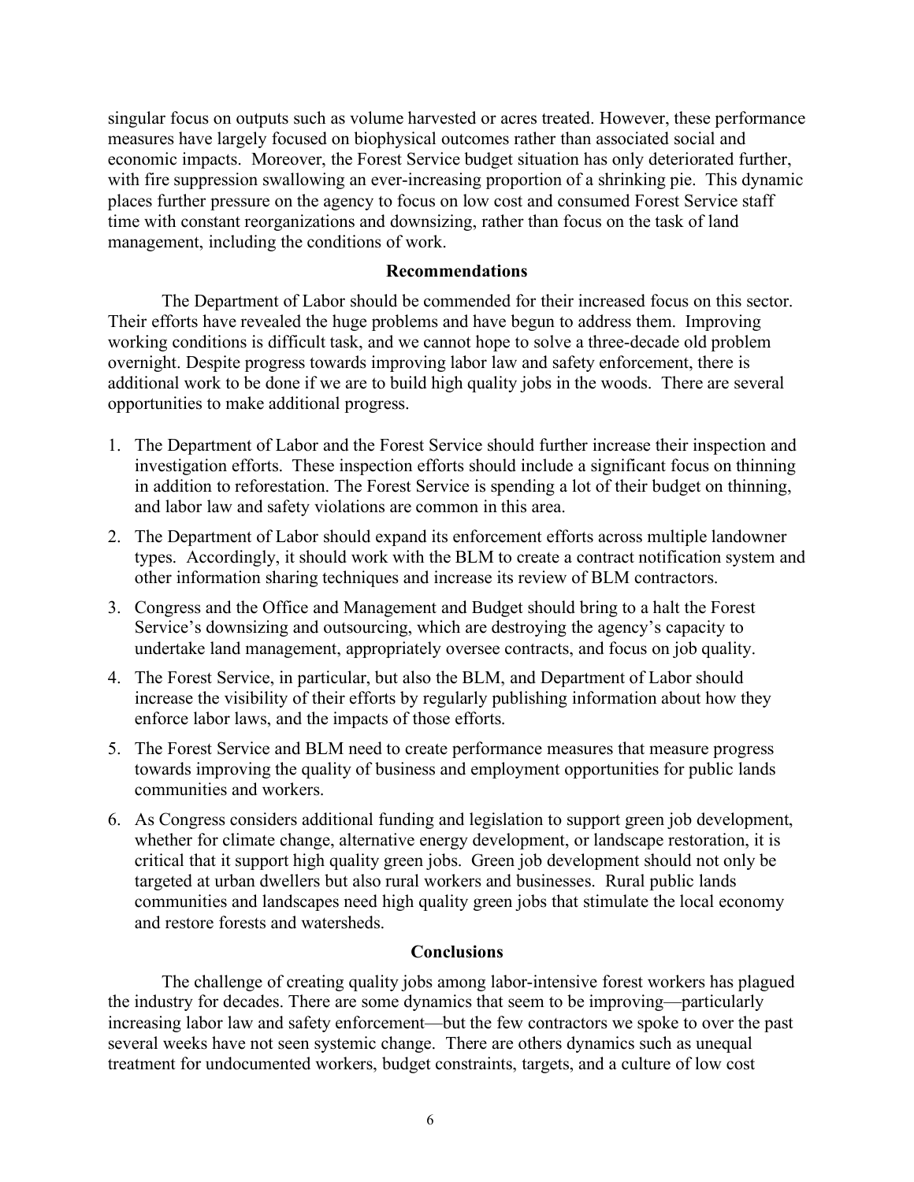singular focus on outputs such as volume harvested or acres treated. However, these performance measures have largely focused on biophysical outcomes rather than associated social and economic impacts. Moreover, the Forest Service budget situation has only deteriorated further, with fire suppression swallowing an ever-increasing proportion of a shrinking pie. This dynamic places further pressure on the agency to focus on low cost and consumed Forest Service staff time with constant reorganizations and downsizing, rather than focus on the task of land management, including the conditions of work.

## Recommendations

The Department of Labor should be commended for their increased focus on this sector. Their efforts have revealed the huge problems and have begun to address them. Improving working conditions is difficult task, and we cannot hope to solve a three-decade old problem overnight. Despite progress towards improving labor law and safety enforcement, there is additional work to be done if we are to build high quality jobs in the woods. There are several opportunities to make additional progress.

1. The Department of Labor and the Forest Service should further increase their inspection and investigation efforts. These inspection efforts should include a significant focus on thinning in addition to reforestation. The Forest Service is spending a lot of their budget on thinning, and labor law and safety violations are common in this area.
2. The Department of Labor should expand its enforcement efforts across multiple landowner types. Accordingly, it should work with the BLM to create a contract notification system and other information sharing techniques and increase its review of BLM contractors.
3. Congress and the Office and Management and Budget should bring to a halt the Forest Service's downsizing and outsourcing, which are destroying the agency's capacity to undertake land management, appropriately oversee contracts, and focus on job quality.
4. The Forest Service, in particular, but also the BLM, and Department of Labor should increase the visibility of their efforts by regularly publishing information about how they enforce labor laws, and the impacts of those efforts.
5. The Forest Service and BLM need to create performance measures that measure progress towards improving the quality of business and employment opportunities for public lands communities and workers.
6. As Congress considers additional funding and legislation to support green job development, whether for climate change, alternative energy development, or landscape restoration, it is critical that it support high quality green jobs. Green job development should not only be targeted at urban dwellers but also rural workers and businesses. Rural public lands communities and landscapes need high quality green jobs that stimulate the local economy and restore forests and watersheds.

## Conclusions

The challenge of creating quality jobs among labor-intensive forest workers has plagued the industry for decades. There are some dynamics that seem to be improving—particularly increasing labor law and safety enforcement—but the few contractors we spoke to over the past several weeks have not seen systemic change. There are others dynamics such as unequal treatment for undocumented workers, budget constraints, targets, and a culture of low cost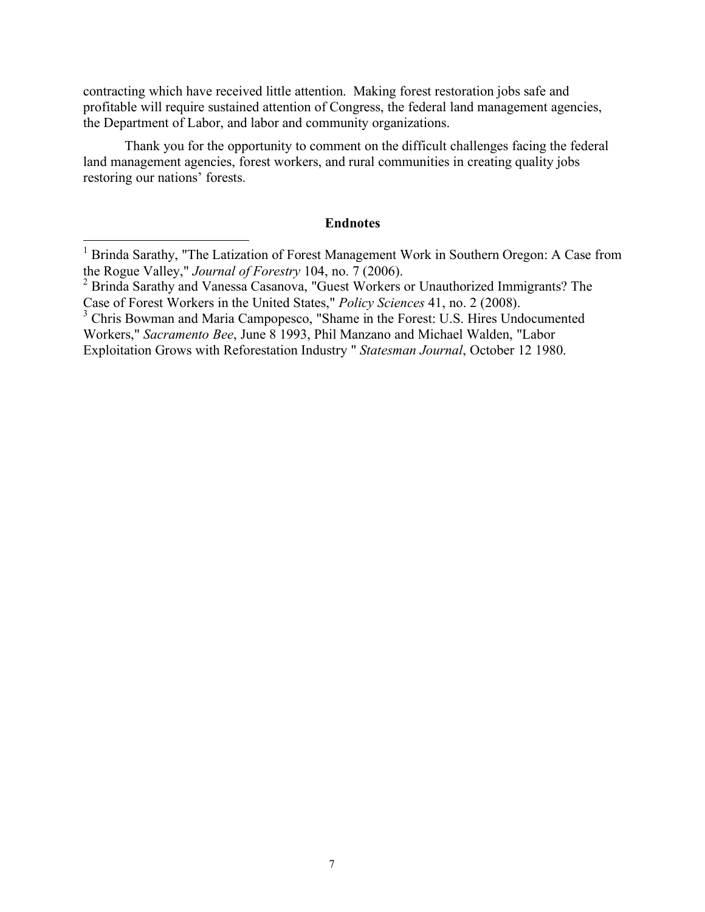contracting which have received little attention. Making forest restoration jobs safe and profitable will require sustained attention of Congress, the federal land management agencies, the Department of Labor, and labor and community organizations.

Thank you for the opportunity to comment on the difficult challenges facing the federal land management agencies, forest workers, and rural communities in creating quality jobs restoring our nations' forests.

## Endnotes

[1] Brinda Sarathy, "The Latization of Forest Management Work in Southern Oregon: A Case from the Rogue Valley," *Journal of Forestry* 104, no. 7 (2006).

[2] Brinda Sarathy and Vanessa Casanova, "Guest Workers or Unauthorized Immigrants? The Case of Forest Workers in the United States," *Policy Sciences* 41, no. 2 (2008).

[3] Chris Bowman and Maria Campopesco, "Shame in the Forest: U.S. Hires Undocumented Workers," *Sacramento Bee*, June 8 1993, Phil Manzano and Michael Walden, "Labor Exploitation Grows with Reforestation Industry " *Statesman Journal*, October 12 1980.